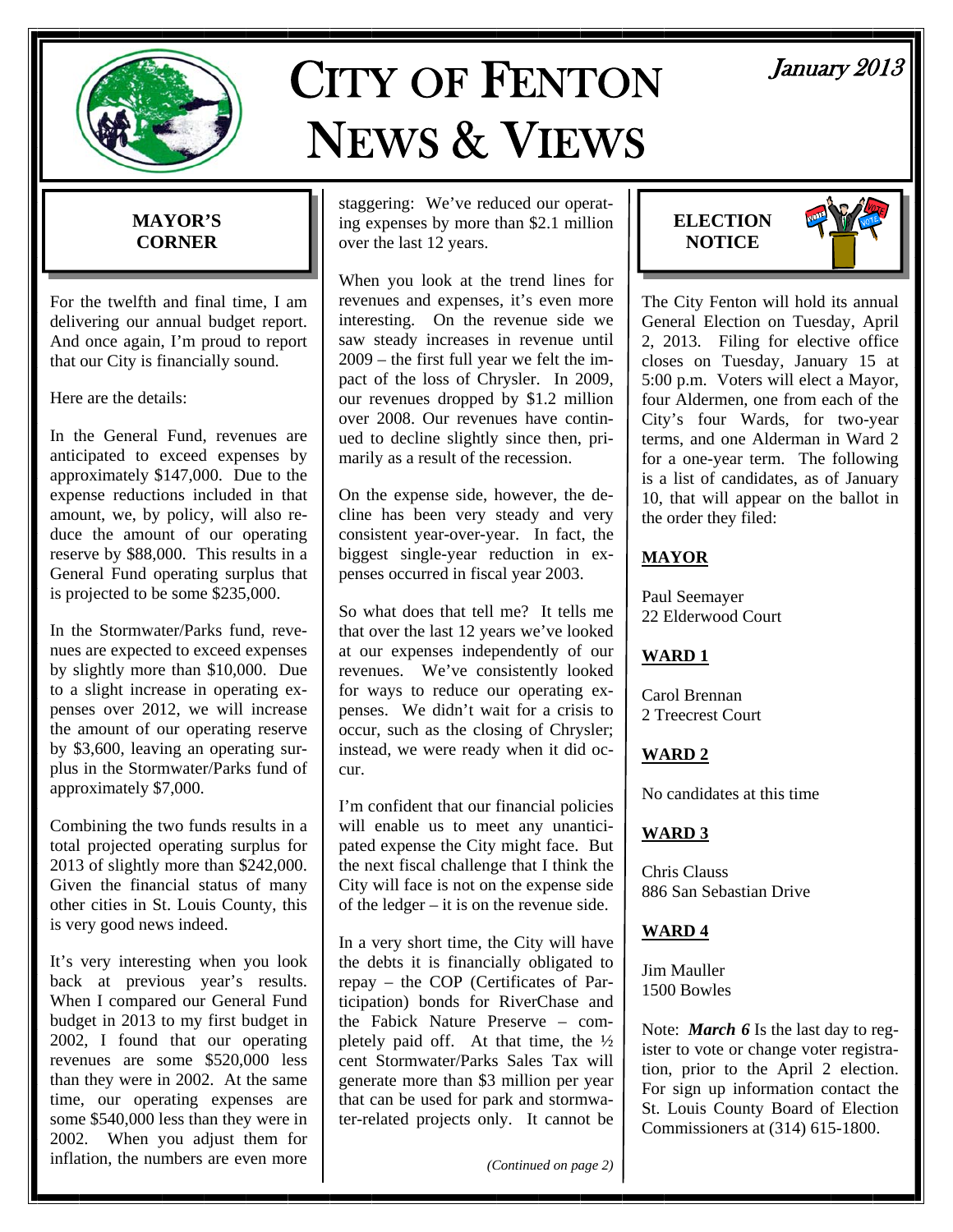# CITY OF FENTON NEWS & VIEWS

January 2013

## MAYOR'S CORNER

For the twelfth and final time, I am delivering our annual budget report. And once again, I'm proud to report that our City is financially sound.

Here are the details:

In the General Fund, revenues are anticipated to exceed expenses by approximately $147,000. Due to the expense reductions included in that amount, we, by policy, will also reduce the amount of our operating reserve by $88,000. This results in a General Fund operating surplus that is projected to be some $235,000.

In the Stormwater/Parks fund, revenues are expected to exceed expenses by slightly more than $10,000. Due to a slight increase in operating expenses over 2012, we will increase the amount of our operating reserve by $3,600, leaving an operating surplus in the Stormwater/Parks fund of approximately $7,000.

Combining the two funds results in a total projected operating surplus for 2013 of slightly more than $242,000. Given the financial status of many other cities in St. Louis County, this is very good news indeed.

It's very interesting when you look back at previous year's results. When I compared our General Fund budget in 2013 to my first budget in 2002, I found that our operating revenues are some $520,000 less than they were in 2002. At the same time, our operating expenses are some $540,000 less than they were in 2002. When you adjust them for inflation, the numbers are even more staggering: We've reduced our operating expenses by more than $2.1 million over the last 12 years.

When you look at the trend lines for revenues and expenses, it's even more interesting. On the revenue side we saw steady increases in revenue until 2009 – the first full year we felt the impact of the loss of Chrysler. In 2009, our revenues dropped by $1.2 million over 2008. Our revenues have continued to decline slightly since then, primarily as a result of the recession.

On the expense side, however, the decline has been very steady and very consistent year-over-year. In fact, the biggest single-year reduction in expenses occurred in fiscal year 2003.

So what does that tell me? It tells me that over the last 12 years we've looked at our expenses independently of our revenues. We've consistently looked for ways to reduce our operating expenses. We didn't wait for a crisis to occur, such as the closing of Chrysler; instead, we were ready when it did occur.

I'm confident that our financial policies will enable us to meet any unanticipated expense the City might face. But the next fiscal challenge that I think the City will face is not on the expense side of the ledger – it is on the revenue side.

In a very short time, the City will have the debts it is financially obligated to repay – the COP (Certificates of Participation) bonds for RiverChase and the Fabick Nature Preserve – completely paid off. At that time, the ½ cent Stormwater/Parks Sales Tax will generate more than $3 million per year that can be used for park and stormwater-related projects only. It cannot be

*(Continued on page 2)*

## ELECTION NOTICE

The City Fenton will hold its annual General Election on Tuesday, April 2, 2013. Filing for elective office closes on Tuesday, January 15 at 5:00 p.m. Voters will elect a Mayor, four Aldermen, one from each of the City's four Wards, for two-year terms, and one Alderman in Ward 2 for a one-year term. The following is a list of candidates, as of January 10, that will appear on the ballot in the order they filed:

**MAYOR**

Paul Seemayer
22 Elderwood Court

**WARD 1**

Carol Brennan
2 Treecrest Court

**WARD 2**

No candidates at this time

**WARD 3**

Chris Clauss
886 San Sebastian Drive

**WARD 4**

Jim Mauller
1500 Bowles

Note: ***March 6*** Is the last day to register to vote or change voter registration, prior to the April 2 election. For sign up information contact the St. Louis County Board of Election Commissioners at (314) 615-1800.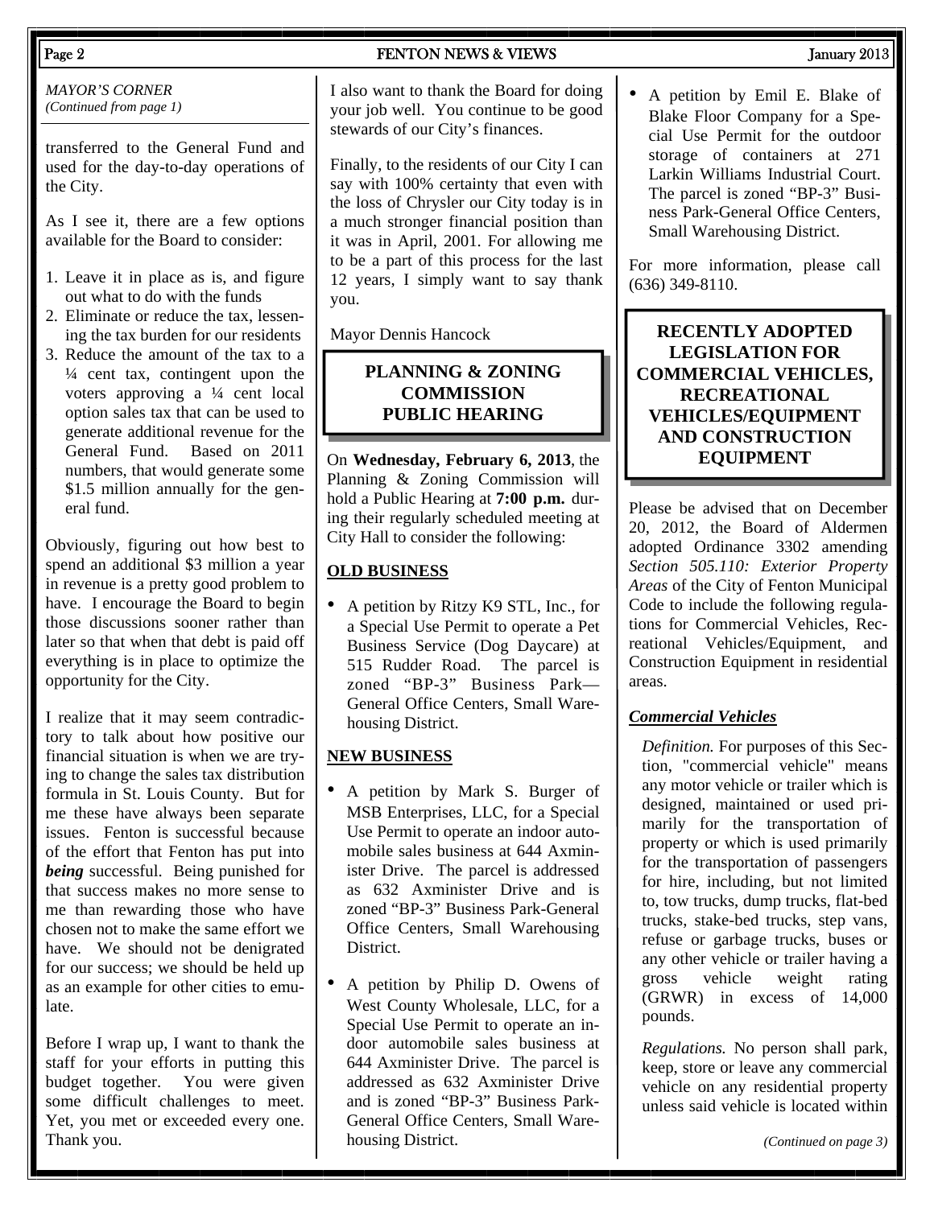*MAYOR'S CORNER*
*(Continued from page 1)*

transferred to the General Fund and used for the day-to-day operations of the City.

As I see it, there are a few options available for the Board to consider:

1. Leave it in place as is, and figure out what to do with the funds
2. Eliminate or reduce the tax, lessening the tax burden for our residents
3. Reduce the amount of the tax to a ¼ cent tax, contingent upon the voters approving a ¼ cent local option sales tax that can be used to generate additional revenue for the General Fund. Based on 2011 numbers, that would generate some $1.5 million annually for the general fund.

Obviously, figuring out how best to spend an additional $3 million a year in revenue is a pretty good problem to have. I encourage the Board to begin those discussions sooner rather than later so that when that debt is paid off everything is in place to optimize the opportunity for the City.

I realize that it may seem contradictory to talk about how positive our financial situation is when we are trying to change the sales tax distribution formula in St. Louis County. But for me these have always been separate issues. Fenton is successful because of the effort that Fenton has put into ***being*** successful. Being punished for that success makes no more sense to me than rewarding those who have chosen not to make the same effort we have. We should not be denigrated for our success; we should be held up as an example for other cities to emulate.

Before I wrap up, I want to thank the staff for your efforts in putting this budget together. You were given some difficult challenges to meet. Yet, you met or exceeded every one. Thank you.

I also want to thank the Board for doing your job well. You continue to be good stewards of our City's finances.

Finally, to the residents of our City I can say with 100% certainty that even with the loss of Chrysler our City today is in a much stronger financial position than it was in April, 2001. For allowing me to be a part of this process for the last 12 years, I simply want to say thank you.

Mayor Dennis Hancock

## PLANNING & ZONING COMMISSION PUBLIC HEARING

On **Wednesday, February 6, 2013**, the Planning & Zoning Commission will hold a Public Hearing at **7:00 p.m.** during their regularly scheduled meeting at City Hall to consider the following:

**OLD BUSINESS**

- A petition by Ritzy K9 STL, Inc., for a Special Use Permit to operate a Pet Business Service (Dog Daycare) at 515 Rudder Road. The parcel is zoned "BP-3" Business Park—General Office Centers, Small Warehousing District.

**NEW BUSINESS**

- A petition by Mark S. Burger of MSB Enterprises, LLC, for a Special Use Permit to operate an indoor automobile sales business at 644 Axminister Drive. The parcel is addressed as 632 Axminister Drive and is zoned "BP-3" Business Park-General Office Centers, Small Warehousing District.
- A petition by Philip D. Owens of West County Wholesale, LLC, for a Special Use Permit to operate an indoor automobile sales business at 644 Axminster Drive. The parcel is addressed as 632 Axminster Drive and is zoned "BP-3" Business Park-General Office Centers, Small Warehousing District.
- A petition by Emil E. Blake of Blake Floor Company for a Special Use Permit for the outdoor storage of containers at 271 Larkin Williams Industrial Court. The parcel is zoned "BP-3" Business Park-General Office Centers, Small Warehousing District.

For more information, please call (636) 349-8110.

## RECENTLY ADOPTED LEGISLATION FOR COMMERCIAL VEHICLES, RECREATIONAL VEHICLES/EQUIPMENT AND CONSTRUCTION EQUIPMENT

Please be advised that on December 20, 2012, the Board of Aldermen adopted Ordinance 3302 amending *Section 505.110: Exterior Property Areas* of the City of Fenton Municipal Code to include the following regulations for Commercial Vehicles, Recreational Vehicles/Equipment, and Construction Equipment in residential areas.

***Commercial Vehicles***

*Definition.* For purposes of this Section, "commercial vehicle" means any motor vehicle or trailer which is designed, maintained or used primarily for the transportation of property or which is used primarily for the transportation of passengers for hire, including, but not limited to, tow trucks, dump trucks, flat-bed trucks, stake-bed trucks, step vans, refuse or garbage trucks, buses or any other vehicle or trailer having a gross vehicle weight rating (GWRR) in excess of 14,000 pounds.

*Regulations.* No person shall park, keep, store or leave any commercial vehicle on any residential property unless said vehicle is located within

*(Continued on page 3)*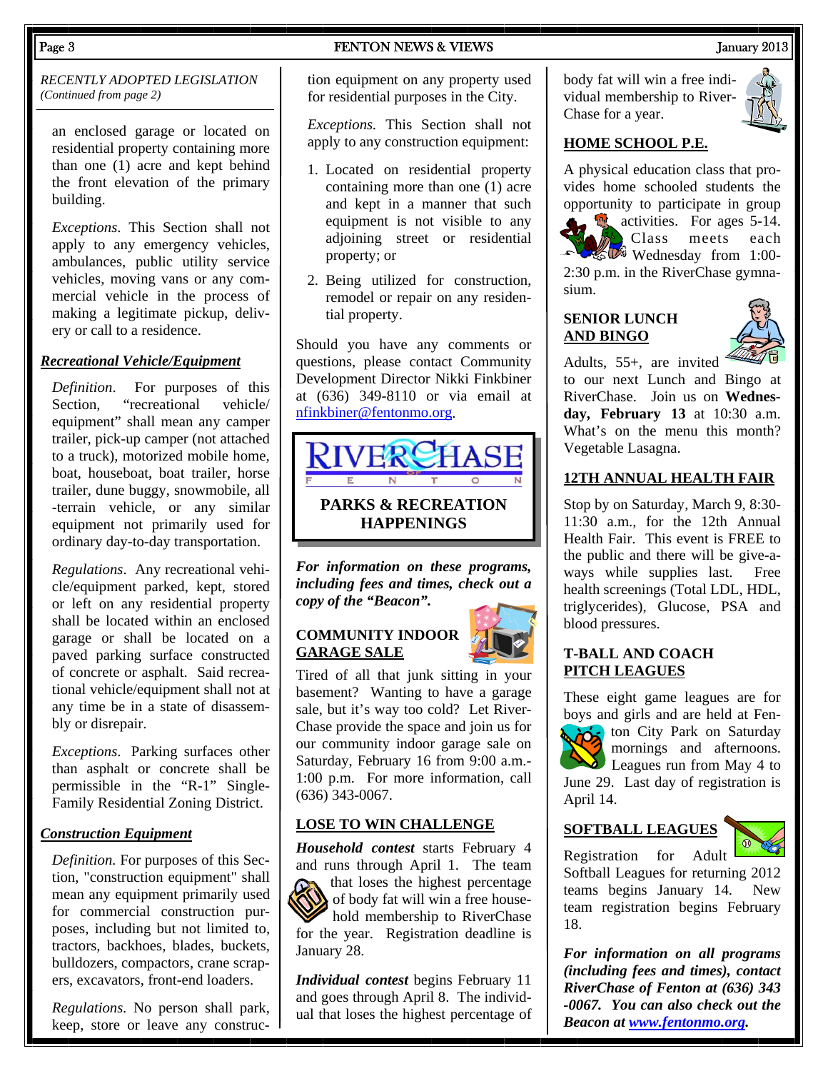*RECENTLY ADOPTED LEGISLATION*
*(Continued from page 2)*

an enclosed garage or located on residential property containing more than one (1) acre and kept behind the front elevation of the primary building.

*Exceptions*. This Section shall not apply to any emergency vehicles, ambulances, public utility service vehicles, moving vans or any commercial vehicle in the process of making a legitimate pickup, delivery or call to a residence.

***Recreational Vehicle/Equipment***

*Definition*. For purposes of this Section, "recreational vehicle/equipment" shall mean any camper trailer, pick-up camper (not attached to a truck), motorized mobile home, boat, houseboat, boat trailer, horse trailer, dune buggy, snowmobile, all-terrain vehicle, or any similar equipment not primarily used for ordinary day-to-day transportation.

*Regulations*. Any recreational vehicle/equipment parked, kept, stored or left on any residential property shall be located within an enclosed garage or shall be located on a paved parking surface constructed of concrete or asphalt. Said recreational vehicle/equipment shall not at any time be in a state of disassembly or disrepair.

*Exceptions*. Parking surfaces other than asphalt or concrete shall be permissible in the "R-1" Single-Family Residential Zoning District.

***Construction Equipment***

*Definition.* For purposes of this Section, "construction equipment" shall mean any equipment primarily used for commercial construction purposes, including but not limited to, tractors, backhoes, blades, buckets, bulldozers, compactors, crane scrapers, excavators, front-end loaders.

*Regulations.* No person shall park, keep, store or leave any construction equipment on any property used for residential purposes in the City.

*Exceptions.* This Section shall not apply to any construction equipment:

1. Located on residential property containing more than one (1) acre and kept in a manner that such equipment is not visible to any adjoining street or residential property; or
2. Being utilized for construction, remodel or repair on any residential property.

Should you have any comments or questions, please contact Community Development Director Nikki Finkbiner at (636) 349-8110 or via email at nfinkbiner@fentonmo.org.

# RIVERCHASE FENTON

## PARKS & RECREATION HAPPENINGS

***For information on these programs, including fees and times, check out a copy of the "Beacon".***

### COMMUNITY INDOOR GARAGE SALE

Tired of all that junk sitting in your basement? Wanting to have a garage sale, but it's way too cold? Let RiverChase provide the space and join us for our community indoor garage sale on Saturday, February 16 from 9:00 a.m.-1:00 p.m. For more information, call (636) 343-0067.

### LOSE TO WIN CHALLENGE

***Household contest*** starts February 4 and runs through April 1. The team that loses the highest percentage of body fat will win a free household membership to RiverChase for the year. Registration deadline is January 28.

***Individual contest*** begins February 11 and goes through April 8. The individual that loses the highest percentage of body fat will win a free individual membership to RiverChase for a year.

### HOME SCHOOL P.E.

A physical education class that provides home schooled students the opportunity to participate in group activities. For ages 5-14. Class meets each Wednesday from 1:00-2:30 p.m. in the RiverChase gymnasium.

### SENIOR LUNCH AND BINGO

Adults, 55+, are invited to our next Lunch and Bingo at RiverChase. Join us on **Wednesday, February 13** at 10:30 a.m. What's on the menu this month? Vegetable Lasagna.

### 12TH ANNUAL HEALTH FAIR

Stop by on Saturday, March 9, 8:30-11:30 a.m., for the 12th Annual Health Fair. This event is FREE to the public and there will be give-a-ways while supplies last. Free health screenings (Total LDL, HDL, triglycerides), Glucose, PSA and blood pressures.

### T-BALL AND COACH PITCH LEAGUES

These eight game leagues are for boys and girls and are held at Fenton City Park on Saturday mornings and afternoons. Leagues run from May 4 to June 29. Last day of registration is April 14.

### SOFTBALL LEAGUES

Registration for Adult Softball Leagues for returning 2012 teams begins January 14. New team registration begins February 18.

***For information on all programs (including fees and times), contact RiverChase of Fenton at (636) 343-0067. You can also check out the Beacon at www.fentonmo.org.***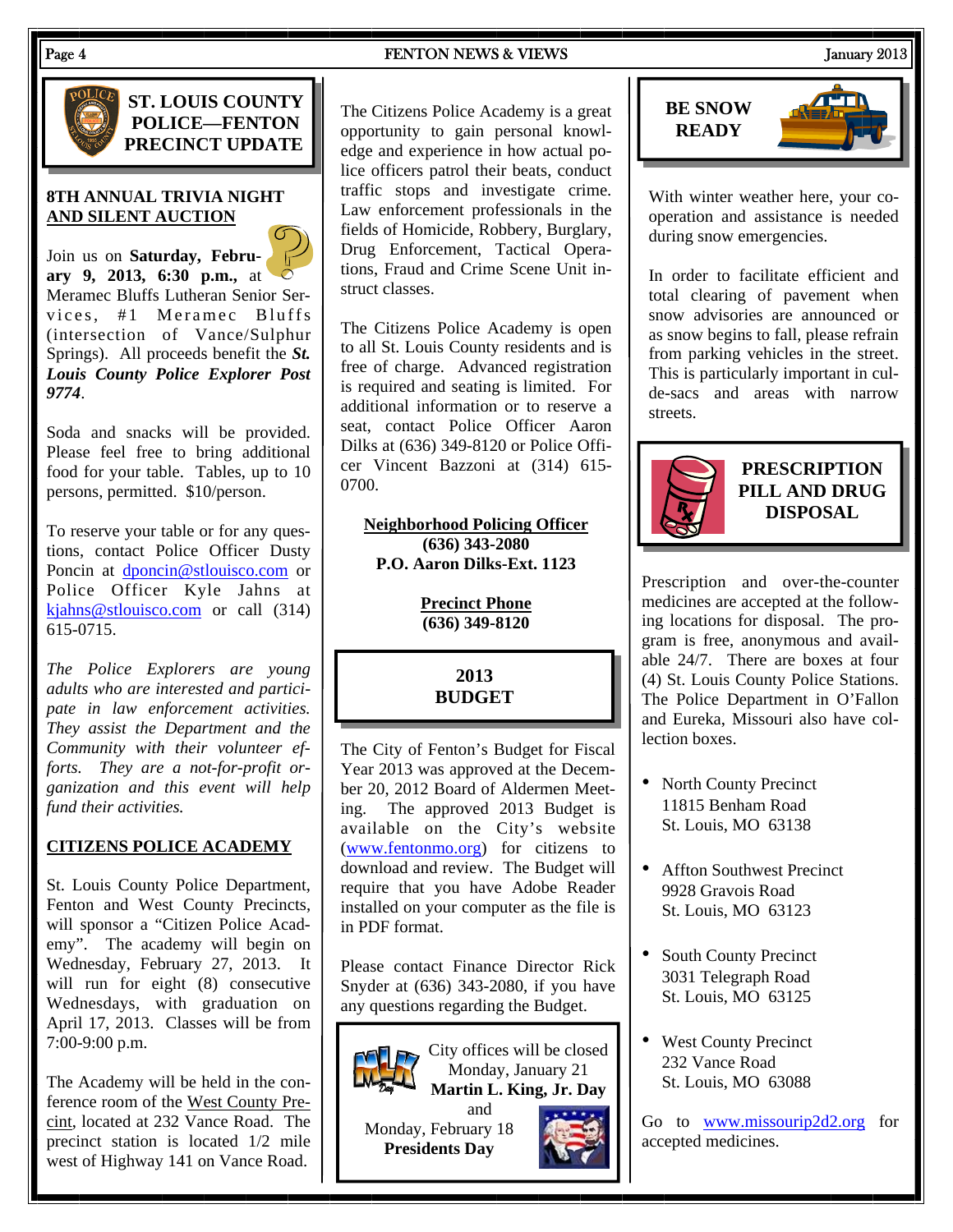## ST. LOUIS COUNTY POLICE—FENTON PRECINCT UPDATE

### 8TH ANNUAL TRIVIA NIGHT AND SILENT AUCTION

Join us on **Saturday, February 9, 2013, 6:30 p.m.,** at Meramec Bluffs Lutheran Senior Services, #1 Meramec Bluffs (intersection of Vance/Sulphur Springs). All proceeds benefit the ***St. Louis County Police Explorer Post 9774***.

Soda and snacks will be provided. Please feel free to bring additional food for your table. Tables, up to 10 persons, permitted. $10/person.

To reserve your table or for any questions, contact Police Officer Dusty Poncin at dponcin@stlouisco.com or Police Officer Kyle Jahns at kjahns@stlouisco.com or call (314) 615-0715.

*The Police Explorers are young adults who are interested and participate in law enforcement activities. They assist the Department and the Community with their volunteer efforts. They are a not-for-profit organization and this event will help fund their activities.*

### CITIZENS POLICE ACADEMY

St. Louis County Police Department, Fenton and West County Precincts, will sponsor a "Citizen Police Academy". The academy will begin on Wednesday, February 27, 2013. It will run for eight (8) consecutive Wednesdays, with graduation on April 17, 2013. Classes will be from 7:00-9:00 p.m.

The Academy will be held in the conference room of the West County Precint, located at 232 Vance Road. The precinct station is located 1/2 mile west of Highway 141 on Vance Road.

The Citizens Police Academy is a great opportunity to gain personal knowledge and experience in how actual police officers patrol their beats, conduct traffic stops and investigate crime. Law enforcement professionals in the fields of Homicide, Robbery, Burglary, Drug Enforcement, Tactical Operations, Fraud and Crime Scene Unit instruct classes.

The Citizens Police Academy is open to all St. Louis County residents and is free of charge. Advanced registration is required and seating is limited. For additional information or to reserve a seat, contact Police Officer Aaron Dilks at (636) 349-8120 or Police Officer Vincent Bazzoni at (314) 615-0700.

**Neighborhood Policing Officer**
**(636) 343-2080**
**P.O. Aaron Dilks-Ext. 1123**

**Precinct Phone**
**(636) 349-8120**

## 2013 BUDGET

The City of Fenton's Budget for Fiscal Year 2013 was approved at the December 20, 2012 Board of Aldermen Meeting. The approved 2013 Budget is available on the City's website (www.fentonmo.org) for citizens to download and review. The Budget will require that you have Adobe Reader installed on your computer as the file is in PDF format.

Please contact Finance Director Rick Snyder at (636) 343-2080, if you have any questions regarding the Budget.

City offices will be closed Monday, January 21
**Martin L. King, Jr. Day**
and
Monday, February 18
**Presidents Day**

## BE SNOW READY

With winter weather here, your cooperation and assistance is needed during snow emergencies.

In order to facilitate efficient and total clearing of pavement when snow advisories are announced or as snow begins to fall, please refrain from parking vehicles in the street. This is particularly important in cul-de-sacs and areas with narrow streets.

## PRESCRIPTION PILL AND DRUG DISPOSAL

Prescription and over-the-counter medicines are accepted at the following locations for disposal. The program is free, anonymous and available 24/7. There are boxes at four (4) St. Louis County Police Stations. The Police Department in O'Fallon and Eureka, Missouri also have collection boxes.

- North County Precinct
  11815 Benham Road
  St. Louis, MO 63138
- Affton Southwest Precinct
  9928 Gravois Road
  St. Louis, MO 63123
- South County Precinct
  3031 Telegraph Road
  St. Louis, MO 63125
- West County Precinct
  232 Vance Road
  St. Louis, MO 63088

Go to www.missourip2d2.org for accepted medicines.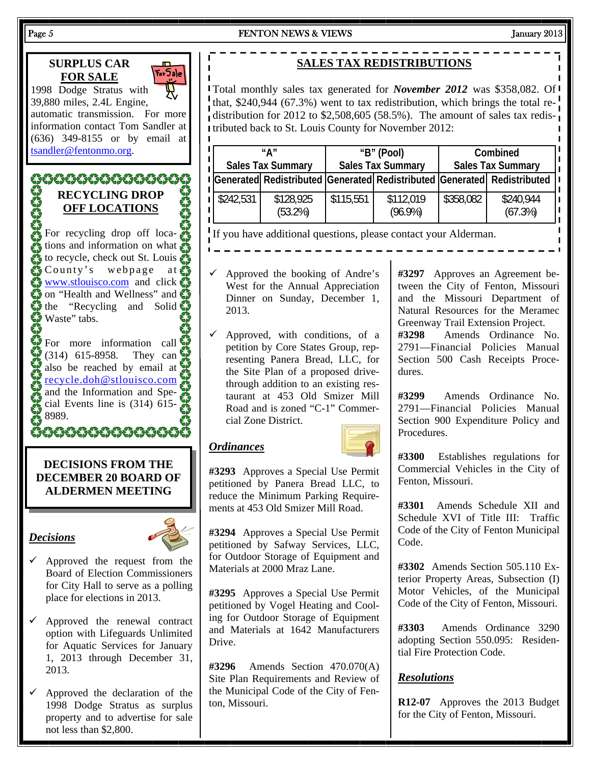## SURPLUS CAR FOR SALE

1998 Dodge Stratus with 39,880 miles, 2.4L Engine, automatic transmission. For more information contact Tom Sandler at (636) 349-8155 or by email at tsandler@fentonmo.org.

## RECYCLING DROP OFF LOCATIONS

For recycling drop off locations and information on what to recycle, check out St. Louis County's webpage at www.stlouisco.com and click on "Health and Wellness" and the "Recycling and Solid Waste" tabs.

For more information call (314) 615-8958. They can also be reached by email at recycle.doh@stlouisco.com and the Information and Special Events line is (314) 615-8989.

## DECISIONS FROM THE DECEMBER 20 BOARD OF ALDERMEN MEETING

### *Decisions*

- ✓ Approved the request from the Board of Election Commissioners for City Hall to serve as a polling place for elections in 2013.
- ✓ Approved the renewal contract option with Lifeguards Unlimited for Aquatic Services for January 1, 2013 through December 31, 2013.
- ✓ Approved the declaration of the 1998 Dodge Stratus as surplus property and to advertise for sale not less than $2,800.
- ✓ Approved the booking of Andre's West for the Annual Appreciation Dinner on Sunday, December 1, 2013.
- ✓ Approved, with conditions, of a petition by Core States Group, representing Panera Bread, LLC, for the Site Plan of a proposed drive-through addition to an existing restaurant at 453 Old Smizer Mill Road and is zoned "C-1" Commercial Zone District.

### *Ordinances*

**#3293** Approves a Special Use Permit petitioned by Panera Bread LLC, to reduce the Minimum Parking Requirements at 453 Old Smizer Mill Road.

**#3294** Approves a Special Use Permit petitioned by Safway Services, LLC, for Outdoor Storage of Equipment and Materials at 2000 Mraz Lane.

**#3295** Approves a Special Use Permit petitioned by Vogel Heating and Cooling for Outdoor Storage of Equipment and Materials at 1642 Manufacturers Drive.

**#3296** Amends Section 470.070(A) Site Plan Requirements and Review of the Municipal Code of the City of Fenton, Missouri.

**#3297** Approves an Agreement between the City of Fenton, Missouri and the Missouri Department of Natural Resources for the Meramec Greenway Trail Extension Project.

**#3298** Amends Ordinance No. 2791—Financial Policies Manual Section 500 Cash Receipts Procedures.

**#3299** Amends Ordinance No. 2791—Financial Policies Manual Section 900 Expenditure Policy and Procedures.

**#3300** Establishes regulations for Commercial Vehicles in the City of Fenton, Missouri.

**#3301** Amends Schedule XII and Schedule XVI of Title III: Traffic Code of the City of Fenton Municipal Code.

**#3302** Amends Section 505.110 Exterior Property Areas, Subsection (I) Motor Vehicles, of the Municipal Code of the City of Fenton, Missouri.

**#3303** Amends Ordinance 3290 adopting Section 550.095: Residential Fire Protection Code.

### *Resolutions*

**R12-07** Approves the 2013 Budget for the City of Fenton, Missouri.

## SALES TAX REDISTRIBUTIONS

Total monthly sales tax generated for ***November 2012*** was $358,082. Of that, $240,944 (67.3%) went to tax redistribution, which brings the total redistribution for 2012 to $2,508,605 (58.5%). The amount of sales tax redistributed back to St. Louis County for November 2012:

| "A" Sales Tax Summary | | "B" (Pool) Sales Tax Summary | | Combined Sales Tax Summary | |
|---|---|---|---|---|---|
| Generated | Redistributed | Generated | Redistributed | Generated | Redistributed |
| $242,531 | $128,925 (53.2%) | $115,551 | $112,019 (96.9%) | $358,082 | $240,944 (67.3%) |

If you have additional questions, please contact your Alderman.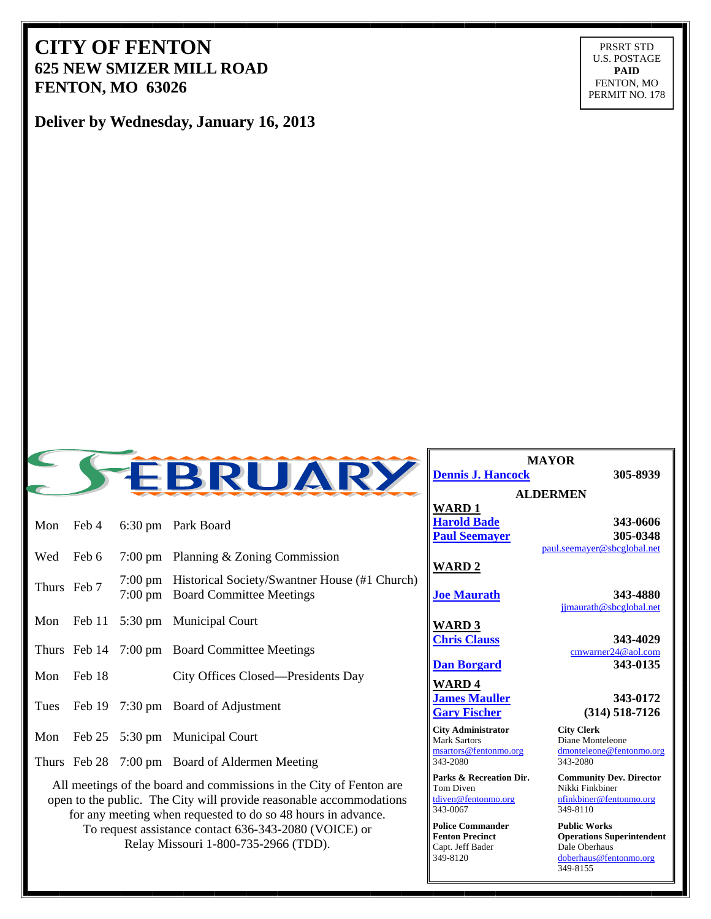# CITY OF FENTON
## 625 NEW SMIZER MILL ROAD
## FENTON, MO 63026

PRSRT STD
U.S. POSTAGE
**PAID**
FENTON, MO
PERMIT NO. 178

**Deliver by Wednesday, January 16, 2013**

## FEBRUARY

| | | | |
|---|---|---|---|
| Mon | Feb 4 | 6:30 pm | Park Board |
| Wed | Feb 6 | 7:00 pm | Planning & Zoning Commission |
| Thurs | Feb 7 | 7:00 pm<br>7:00 pm | Historical Society/Swantner House (#1 Church)<br>Board Committee Meetings |
| Mon | Feb 11 | 5:30 pm | Municipal Court |
| Thurs | Feb 14 | 7:00 pm | Board Committee Meetings |
| Mon | Feb 18 | | City Offices Closed—Presidents Day |
| Tues | Feb 19 | 7:30 pm | Board of Adjustment |
| Mon | Feb 25 | 5:30 pm | Municipal Court |
| Thurs | Feb 28 | 7:00 pm | Board of Aldermen Meeting |

All meetings of the board and commissions in the City of Fenton are open to the public. The City will provide reasonable accommodations for any meeting when requested to do so 48 hours in advance. To request assistance contact 636-343-2080 (VOICE) or Relay Missouri 1-800-735-2966 (TDD).

**MAYOR**

**Dennis J. Hancock** — **305-8939**

**ALDERMEN**

**WARD 1**

**Harold Bade** — **343-0606**

**Paul Seemayer** — **305-0348**
paul.seemayer@sbcglobal.net

**WARD 2**

**Joe Maurath** — **343-4880**
jjmaurath@sbcglobal.net

**WARD 3**

**Chris Clauss** — **343-4029**
cmwarner24@aol.com

**Dan Borgard** — **343-0135**

**WARD 4**

**James Mauller** — **343-0172**

**Gary Fischer** — **(314) 518-7126**

**City Administrator**
Mark Sartors
msartors@fentonmo.org
343-2080

**City Clerk**
Diane Monteleone
dmonteleone@fentonmo.org
343-2080

**Parks & Recreation Dir.**
Tom Diven
tdiven@fentonmo.org
343-0067

**Community Dev. Director**
Nikki Finkbiner
nfinkbiner@fentonmo.org
349-8110

**Police Commander Fenton Precinct**
Capt. Jeff Bader
349-8120

**Public Works Operations Superintendent**
Dale Oberhaus
doberhaus@fentonmo.org
349-8155